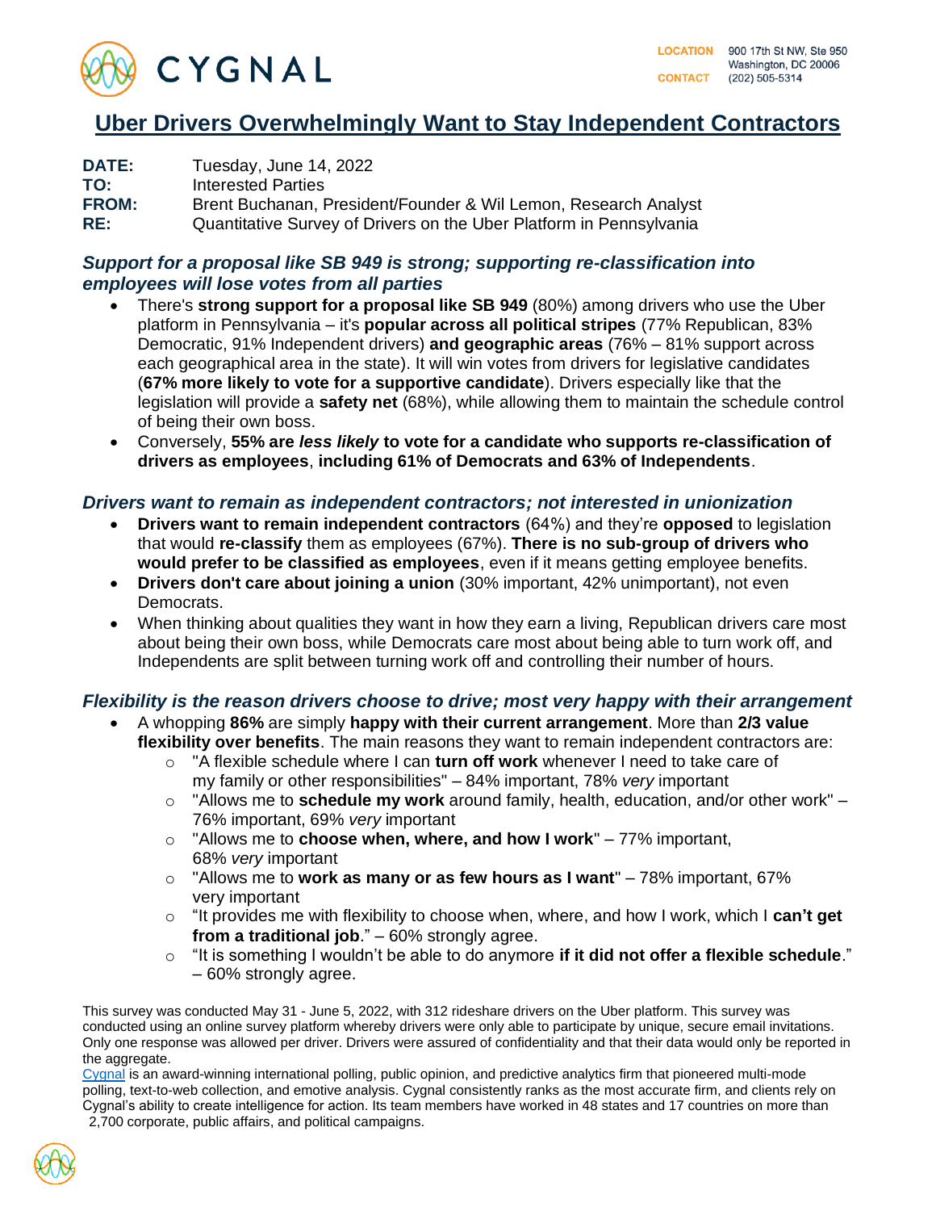CYGNAL

LOCATION 900 17th St NW, Ste 950
Washington, DC 20006
CONTACT (202) 505-5314

# Uber Drivers Overwhelmingly Want to Stay Independent Contractors

**DATE:** Tuesday, June 14, 2022
**TO:** Interested Parties
**FROM:** Brent Buchanan, President/Founder & Wil Lemon, Research Analyst
**RE:** Quantitative Survey of Drivers on the Uber Platform in Pennsylvania

### *Support for a proposal like SB 949 is strong; supporting re-classification into employees will lose votes from all parties*

- There's **strong support for a proposal like SB 949** (80%) among drivers who use the Uber platform in Pennsylvania – it's **popular across all political stripes** (77% Republican, 83% Democratic, 91% Independent drivers) **and geographic areas** (76% – 81% support across each geographical area in the state). It will win votes from drivers for legislative candidates (**67% more likely to vote for a supportive candidate**). Drivers especially like that the legislation will provide a **safety net** (68%), while allowing them to maintain the schedule control of being their own boss.
- Conversely, **55% are *less likely* to vote for a candidate who supports re-classification of drivers as employees**, **including 61% of Democrats and 63% of Independents**.

### *Drivers want to remain as independent contractors; not interested in unionization*

- **Drivers want to remain independent contractors** (64%) and they're **opposed** to legislation that would **re-classify** them as employees (67%). **There is no sub-group of drivers who would prefer to be classified as employees**, even if it means getting employee benefits.
- **Drivers don't care about joining a union** (30% important, 42% unimportant), not even Democrats.
- When thinking about qualities they want in how they earn a living, Republican drivers care most about being their own boss, while Democrats care most about being able to turn work off, and Independents are split between turning work off and controlling their number of hours.

### *Flexibility is the reason drivers choose to drive; most very happy with their arrangement*

- A whopping **86%** are simply **happy with their current arrangement**. More than **2/3 value flexibility over benefits**. The main reasons they want to remain independent contractors are:
  - "A flexible schedule where I can **turn off work** whenever I need to take care of my family or other responsibilities" – 84% important, 78% *very* important
  - "Allows me to **schedule my work** around family, health, education, and/or other work" – 76% important, 69% *very* important
  - "Allows me to **choose when, where, and how I work**" – 77% important, 68% *very* important
  - "Allows me to **work as many or as few hours as I want**" – 78% important, 67% very important
  - "It provides me with flexibility to choose when, where, and how I work, which I **can't get from a traditional job**." – 60% strongly agree.
  - "It is something I wouldn't be able to do anymore **if it did not offer a flexible schedule**." – 60% strongly agree.

This survey was conducted May 31 - June 5, 2022, with 312 rideshare drivers on the Uber platform. This survey was conducted using an online survey platform whereby drivers were only able to participate by unique, secure email invitations. Only one response was allowed per driver. Drivers were assured of confidentiality and that their data would only be reported in the aggregate.

Cygnal is an award-winning international polling, public opinion, and predictive analytics firm that pioneered multi-mode polling, text-to-web collection, and emotive analysis. Cygnal consistently ranks as the most accurate firm, and clients rely on Cygnal's ability to create intelligence for action. Its team members have worked in 48 states and 17 countries on more than 2,700 corporate, public affairs, and political campaigns.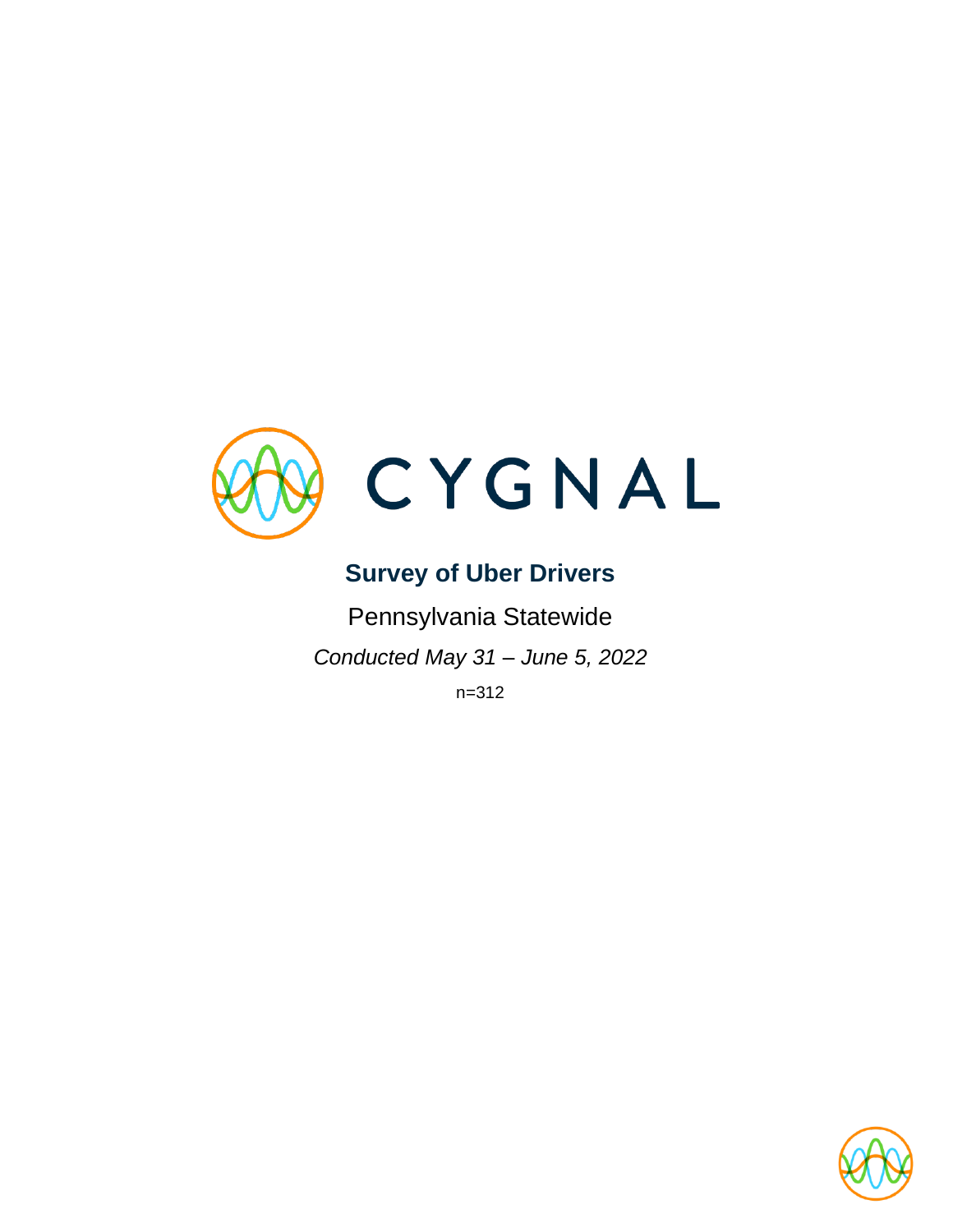CYGNAL

# Survey of Uber Drivers

Pennsylvania Statewide

*Conducted May 31 – June 5, 2022*

n=312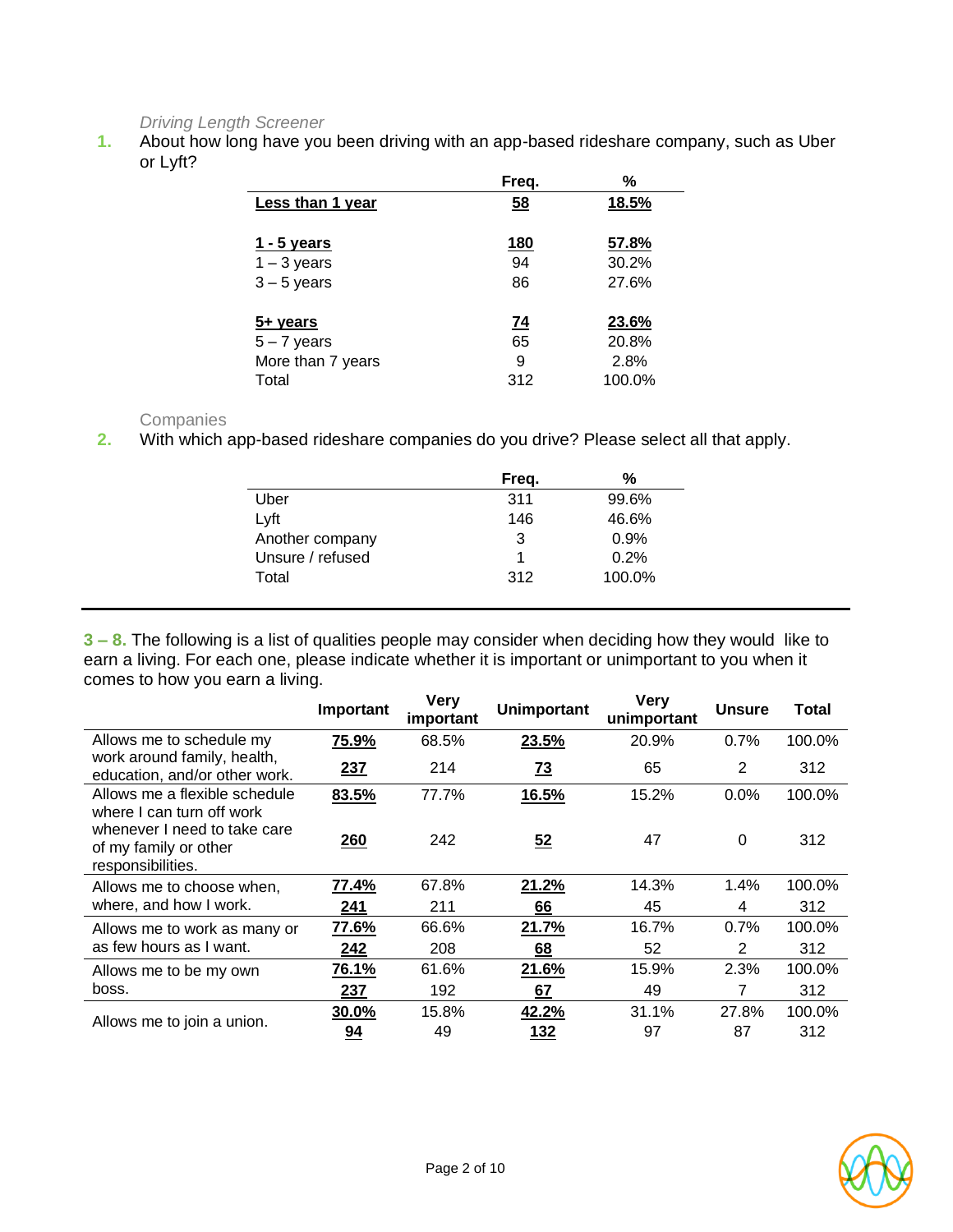*Driving Length Screener*

**1.** About how long have you been driving with an app-based rideshare company, such as Uber or Lyft?

| | Freq. | % |
|---|---|---|
| **Less than 1 year** | **58** | **18.5%** |
| **1 - 5 years** | **180** | **57.8%** |
| 1 – 3 years | 94 | 30.2% |
| 3 – 5 years | 86 | 27.6% |
| **5+ years** | **74** | **23.6%** |
| 5 – 7 years | 65 | 20.8% |
| More than 7 years | 9 | 2.8% |
| Total | 312 | 100.0% |

Companies

**2.** With which app-based rideshare companies do you drive? Please select all that apply.

| | Freq. | % |
|---|---|---|
| Uber | 311 | 99.6% |
| Lyft | 146 | 46.6% |
| Another company | 3 | 0.9% |
| Unsure / refused | 1 | 0.2% |
| Total | 312 | 100.0% |

---

**3 – 8.** The following is a list of qualities people may consider when deciding how they would like to earn a living. For each one, please indicate whether it is important or unimportant to you when it comes to how you earn a living.

| | Important | Very important | Unimportant | Very unimportant | Unsure | Total |
|---|---|---|---|---|---|---|
| Allows me to schedule my work around family, health, education, and/or other work. | **75.9%** | 68.5% | **23.5%** | 20.9% | 0.7% | 100.0% |
| | **237** | 214 | **73** | 65 | 2 | 312 |
| Allows me a flexible schedule where I can turn off work whenever I need to take care of my family or other responsibilities. | **83.5%** | 77.7% | **16.5%** | 15.2% | 0.0% | 100.0% |
| | **260** | 242 | **52** | 47 | 0 | 312 |
| Allows me to choose when, where, and how I work. | **77.4%** | 67.8% | **21.2%** | 14.3% | 1.4% | 100.0% |
| | **241** | 211 | **66** | 45 | 4 | 312 |
| Allows me to work as many or as few hours as I want. | **77.6%** | 66.6% | **21.7%** | 16.7% | 0.7% | 100.0% |
| | **242** | 208 | **68** | 52 | 2 | 312 |
| Allows me to be my own boss. | **76.1%** | 61.6% | **21.6%** | 15.9% | 2.3% | 100.0% |
| | **237** | 192 | **67** | 49 | 7 | 312 |
| Allows me to join a union. | **30.0%** | 15.8% | **42.2%** | 31.1% | 27.8% | 100.0% |
| | **94** | 49 | **132** | 97 | 87 | 312 |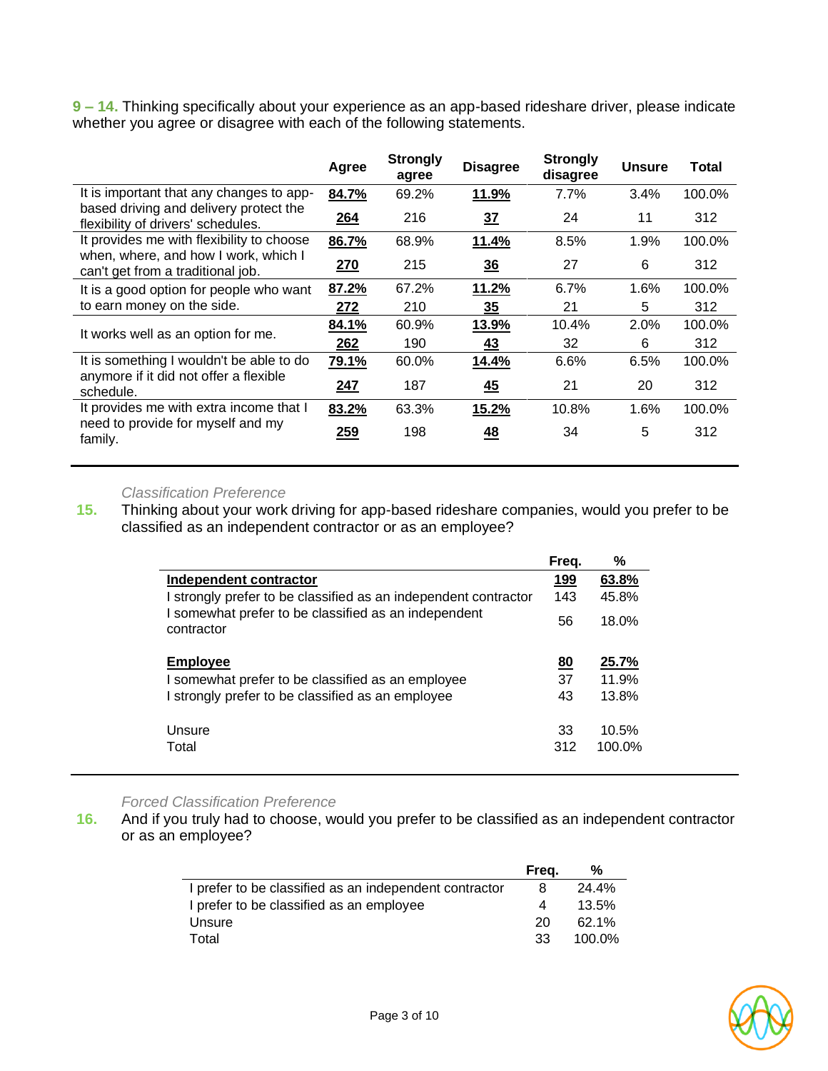**9 – 14.** Thinking specifically about your experience as an app-based rideshare driver, please indicate whether you agree or disagree with each of the following statements.

| | Agree | Strongly agree | Disagree | Strongly disagree | Unsure | Total |
|---|---|---|---|---|---|---|
| It is important that any changes to app-based driving and delivery protect the flexibility of drivers' schedules. | **84.7%** | 69.2% | **11.9%** | 7.7% | 3.4% | 100.0% |
| | **264** | 216 | **37** | 24 | 11 | 312 |
| It provides me with flexibility to choose when, where, and how I work, which I can't get from a traditional job. | **86.7%** | 68.9% | **11.4%** | 8.5% | 1.9% | 100.0% |
| | **270** | 215 | **36** | 27 | 6 | 312 |
| It is a good option for people who want to earn money on the side. | **87.2%** | 67.2% | **11.2%** | 6.7% | 1.6% | 100.0% |
| | **272** | 210 | **35** | 21 | 5 | 312 |
| It works well as an option for me. | **84.1%** | 60.9% | **13.9%** | 10.4% | 2.0% | 100.0% |
| | **262** | 190 | **43** | 32 | 6 | 312 |
| It is something I wouldn't be able to do anymore if it did not offer a flexible schedule. | **79.1%** | 60.0% | **14.4%** | 6.6% | 6.5% | 100.0% |
| | **247** | 187 | **45** | 21 | 20 | 312 |
| It provides me with extra income that I need to provide for myself and my family. | **83.2%** | 63.3% | **15.2%** | 10.8% | 1.6% | 100.0% |
| | **259** | 198 | **48** | 34 | 5 | 312 |

*Classification Preference*

**15.** Thinking about your work driving for app-based rideshare companies, would you prefer to be classified as an independent contractor or as an employee?

| | Freq. | % |
|---|---|---|
| **Independent contractor** | **199** | **63.8%** |
| I strongly prefer to be classified as an independent contractor | 143 | 45.8% |
| I somewhat prefer to be classified as an independent contractor | 56 | 18.0% |
| **Employee** | **80** | **25.7%** |
| I somewhat prefer to be classified as an employee | 37 | 11.9% |
| I strongly prefer to be classified as an employee | 43 | 13.8% |
| Unsure | 33 | 10.5% |
| Total | 312 | 100.0% |

*Forced Classification Preference*

**16.** And if you truly had to choose, would you prefer to be classified as an independent contractor or as an employee?

| | Freq. | % |
|---|---|---|
| I prefer to be classified as an independent contractor | 8 | 24.4% |
| I prefer to be classified as an employee | 4 | 13.5% |
| Unsure | 20 | 62.1% |
| Total | 33 | 100.0% |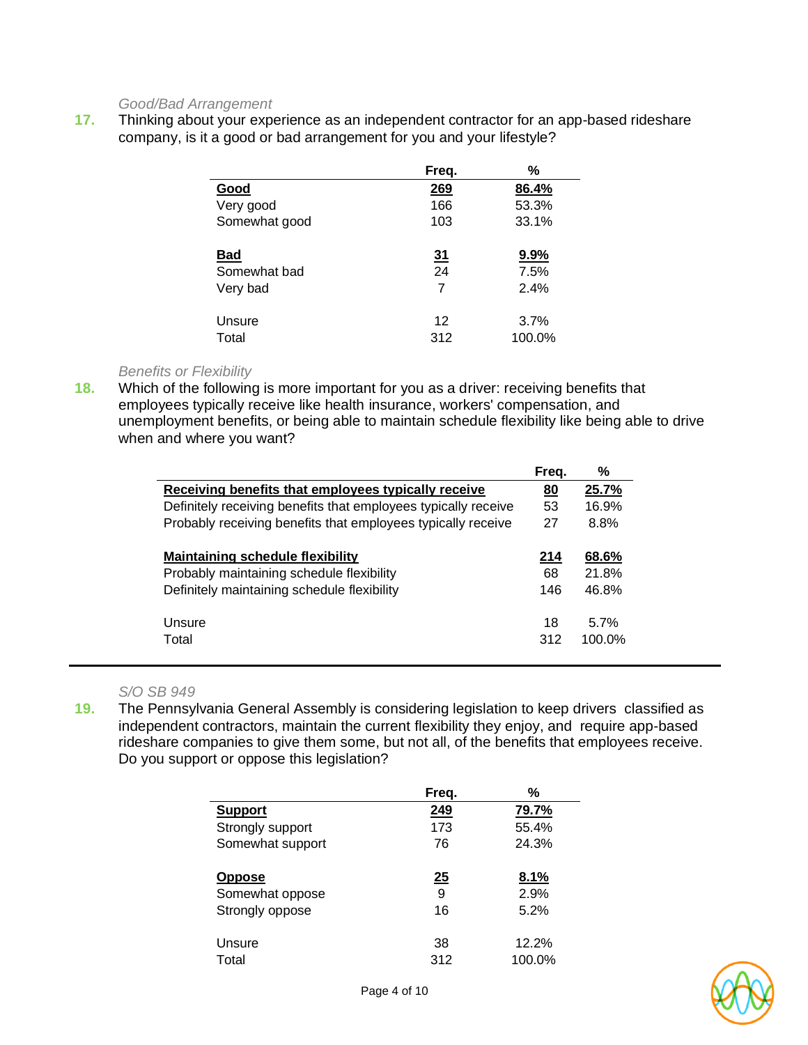*Good/Bad Arrangement*

**17.** Thinking about your experience as an independent contractor for an app-based rideshare company, is it a good or bad arrangement for you and your lifestyle?

| | Freq. | % |
|---|---|---|
| **Good** | **269** | **86.4%** |
| Very good | 166 | 53.3% |
| Somewhat good | 103 | 33.1% |
| **Bad** | **31** | **9.9%** |
| Somewhat bad | 24 | 7.5% |
| Very bad | 7 | 2.4% |
| Unsure | 12 | 3.7% |
| Total | 312 | 100.0% |

*Benefits or Flexibility*

**18.** Which of the following is more important for you as a driver: receiving benefits that employees typically receive like health insurance, workers' compensation, and unemployment benefits, or being able to maintain schedule flexibility like being able to drive when and where you want?

| | Freq. | % |
|---|---|---|
| **Receiving benefits that employees typically receive** | **80** | **25.7%** |
| Definitely receiving benefits that employees typically receive | 53 | 16.9% |
| Probably receiving benefits that employees typically receive | 27 | 8.8% |
| **Maintaining schedule flexibility** | **214** | **68.6%** |
| Probably maintaining schedule flexibility | 68 | 21.8% |
| Definitely maintaining schedule flexibility | 146 | 46.8% |
| Unsure | 18 | 5.7% |
| Total | 312 | 100.0% |

*S/O SB 949*

**19.** The Pennsylvania General Assembly is considering legislation to keep drivers classified as independent contractors, maintain the current flexibility they enjoy, and require app-based rideshare companies to give them some, but not all, of the benefits that employees receive. Do you support or oppose this legislation?

| | Freq. | % |
|---|---|---|
| **Support** | **249** | **79.7%** |
| Strongly support | 173 | 55.4% |
| Somewhat support | 76 | 24.3% |
| **Oppose** | **25** | **8.1%** |
| Somewhat oppose | 9 | 2.9% |
| Strongly oppose | 16 | 5.2% |
| Unsure | 38 | 12.2% |
| Total | 312 | 100.0% |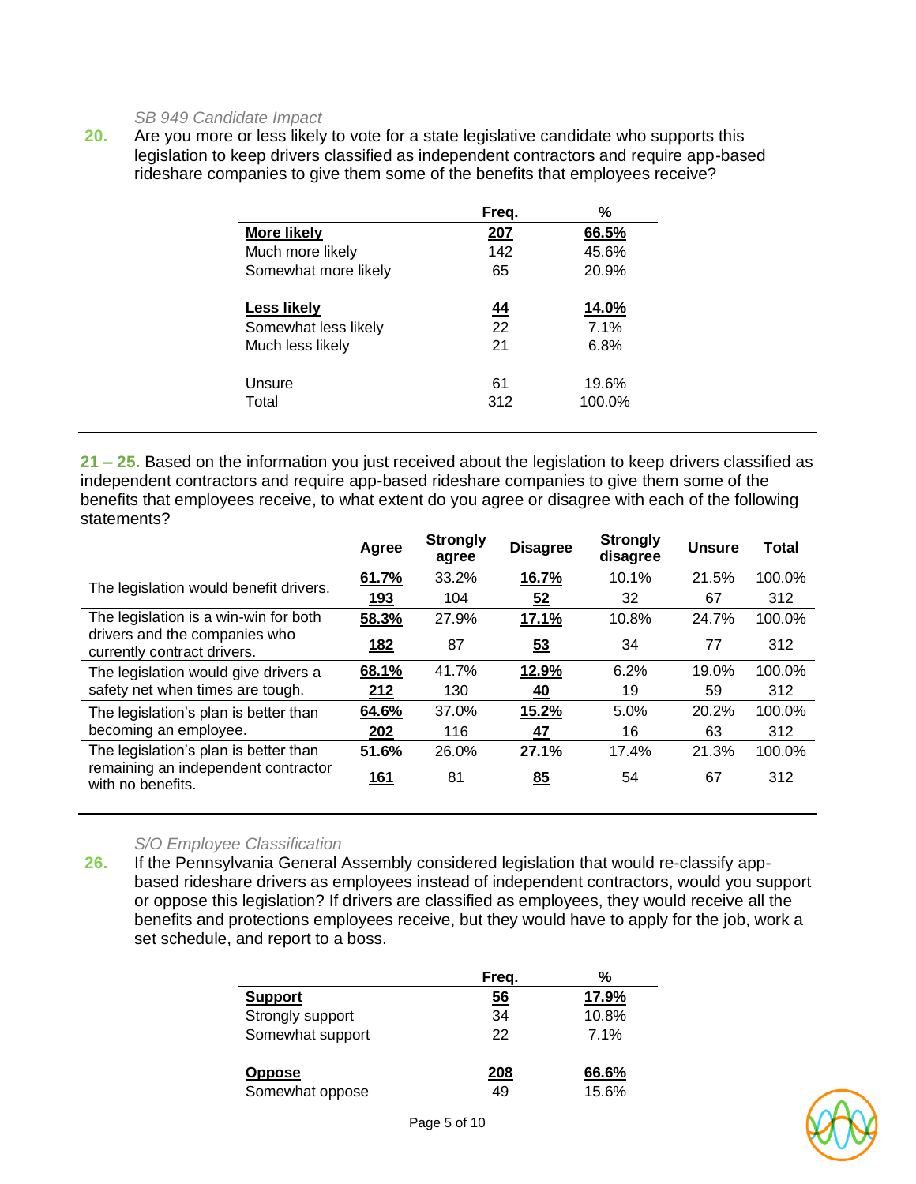*SB 949 Candidate Impact*

**20.** Are you more or less likely to vote for a state legislative candidate who supports this legislation to keep drivers classified as independent contractors and require app-based rideshare companies to give them some of the benefits that employees receive?

| | Freq. | % |
|---|---|---|
| **More likely** | **207** | **66.5%** |
| Much more likely | 142 | 45.6% |
| Somewhat more likely | 65 | 20.9% |
| **Less likely** | **44** | **14.0%** |
| Somewhat less likely | 22 | 7.1% |
| Much less likely | 21 | 6.8% |
| Unsure | 61 | 19.6% |
| Total | 312 | 100.0% |

**21 – 25.** Based on the information you just received about the legislation to keep drivers classified as independent contractors and require app-based rideshare companies to give them some of the benefits that employees receive, to what extent do you agree or disagree with each of the following statements?

| | Agree | Strongly agree | Disagree | Strongly disagree | Unsure | Total |
|---|---|---|---|---|---|---|
| The legislation would benefit drivers. | **61.7%** | 33.2% | **16.7%** | 10.1% | 21.5% | 100.0% |
| | **193** | 104 | **52** | 32 | 67 | 312 |
| The legislation is a win-win for both drivers and the companies who currently contract drivers. | **58.3%** | 27.9% | **17.1%** | 10.8% | 24.7% | 100.0% |
| | **182** | 87 | **53** | 34 | 77 | 312 |
| The legislation would give drivers a safety net when times are tough. | **68.1%** | 41.7% | **12.9%** | 6.2% | 19.0% | 100.0% |
| | **212** | 130 | **40** | 19 | 59 | 312 |
| The legislation's plan is better than becoming an employee. | **64.6%** | 37.0% | **15.2%** | 5.0% | 20.2% | 100.0% |
| | **202** | 116 | **47** | 16 | 63 | 312 |
| The legislation's plan is better than remaining an independent contractor with no benefits. | **51.6%** | 26.0% | **27.1%** | 17.4% | 21.3% | 100.0% |
| | **161** | 81 | **85** | 54 | 67 | 312 |

*S/O Employee Classification*

**26.** If the Pennsylvania General Assembly considered legislation that would re-classify app-based rideshare drivers as employees instead of independent contractors, would you support or oppose this legislation? If drivers are classified as employees, they would receive all the benefits and protections employees receive, but they would have to apply for the job, work a set schedule, and report to a boss.

| | Freq. | % |
|---|---|---|
| **Support** | **56** | **17.9%** |
| Strongly support | 34 | 10.8% |
| Somewhat support | 22 | 7.1% |
| **Oppose** | **208** | **66.6%** |
| Somewhat oppose | 49 | 15.6% |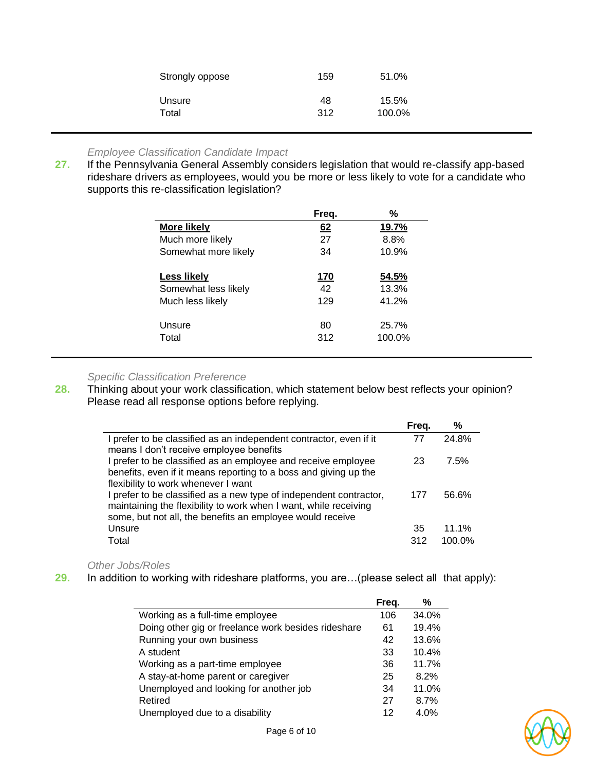| | Freq. | % |
|---|---|---|
| Strongly oppose | 159 | 51.0% |
| Unsure | 48 | 15.5% |
| Total | 312 | 100.0% |

---

*Employee Classification Candidate Impact*

**27.** If the Pennsylvania General Assembly considers legislation that would re-classify app-based rideshare drivers as employees, would you be more or less likely to vote for a candidate who supports this re-classification legislation?

| | Freq. | % |
|---|---|---|
| **More likely** | **62** | **19.7%** |
| Much more likely | 27 | 8.8% |
| Somewhat more likely | 34 | 10.9% |
| **Less likely** | **170** | **54.5%** |
| Somewhat less likely | 42 | 13.3% |
| Much less likely | 129 | 41.2% |
| Unsure | 80 | 25.7% |
| Total | 312 | 100.0% |

---

*Specific Classification Preference*

**28.** Thinking about your work classification, which statement below best reflects your opinion? Please read all response options before replying.

| | Freq. | % |
|---|---|---|
| I prefer to be classified as an independent contractor, even if it means I don't receive employee benefits | 77 | 24.8% |
| I prefer to be classified as an employee and receive employee benefits, even if it means reporting to a boss and giving up the flexibility to work whenever I want | 23 | 7.5% |
| I prefer to be classified as a new type of independent contractor, maintaining the flexibility to work when I want, while receiving some, but not all, the benefits an employee would receive | 177 | 56.6% |
| Unsure | 35 | 11.1% |
| Total | 312 | 100.0% |

*Other Jobs/Roles*

**29.** In addition to working with rideshare platforms, you are…(please select all that apply):

| | Freq. | % |
|---|---|---|
| Working as a full-time employee | 106 | 34.0% |
| Doing other gig or freelance work besides rideshare | 61 | 19.4% |
| Running your own business | 42 | 13.6% |
| A student | 33 | 10.4% |
| Working as a part-time employee | 36 | 11.7% |
| A stay-at-home parent or caregiver | 25 | 8.2% |
| Unemployed and looking for another job | 34 | 11.0% |
| Retired | 27 | 8.7% |
| Unemployed due to a disability | 12 | 4.0% |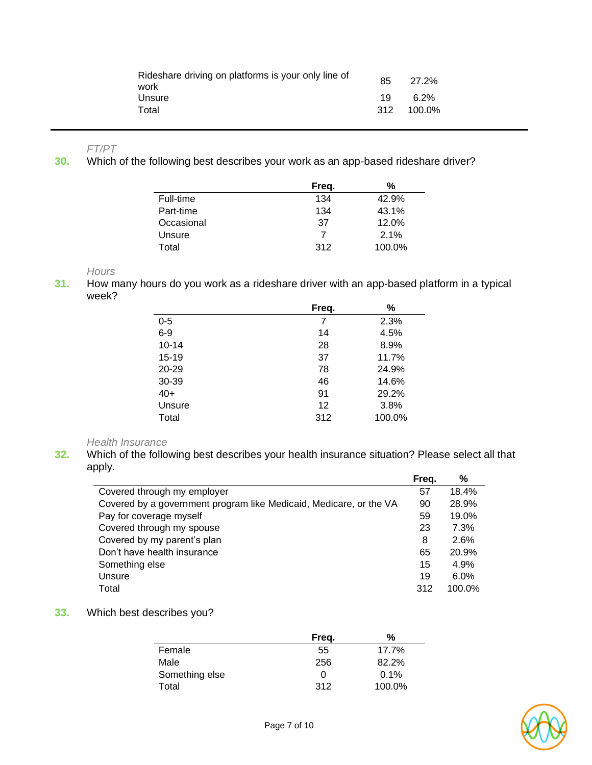| | | |
|---|---|---|
| Rideshare driving on platforms is your only line of work | 85 | 27.2% |
| Unsure | 19 | 6.2% |
| Total | 312 | 100.0% |

*FT/PT*

**30.** Which of the following best describes your work as an app-based rideshare driver?

| | Freq. | % |
|---|---|---|
| Full-time | 134 | 42.9% |
| Part-time | 134 | 43.1% |
| Occasional | 37 | 12.0% |
| Unsure | 7 | 2.1% |
| Total | 312 | 100.0% |

*Hours*

**31.** How many hours do you work as a rideshare driver with an app-based platform in a typical week?

| | Freq. | % |
|---|---|---|
| 0-5 | 7 | 2.3% |
| 6-9 | 14 | 4.5% |
| 10-14 | 28 | 8.9% |
| 15-19 | 37 | 11.7% |
| 20-29 | 78 | 24.9% |
| 30-39 | 46 | 14.6% |
| 40+ | 91 | 29.2% |
| Unsure | 12 | 3.8% |
| Total | 312 | 100.0% |

*Health Insurance*

**32.** Which of the following best describes your health insurance situation? Please select all that apply.

| | Freq. | % |
|---|---|---|
| Covered through my employer | 57 | 18.4% |
| Covered by a government program like Medicaid, Medicare, or the VA | 90 | 28.9% |
| Pay for coverage myself | 59 | 19.0% |
| Covered through my spouse | 23 | 7.3% |
| Covered by my parent's plan | 8 | 2.6% |
| Don't have health insurance | 65 | 20.9% |
| Something else | 15 | 4.9% |
| Unsure | 19 | 6.0% |
| Total | 312 | 100.0% |

**33.** Which best describes you?

| | Freq. | % |
|---|---|---|
| Female | 55 | 17.7% |
| Male | 256 | 82.2% |
| Something else | 0 | 0.1% |
| Total | 312 | 100.0% |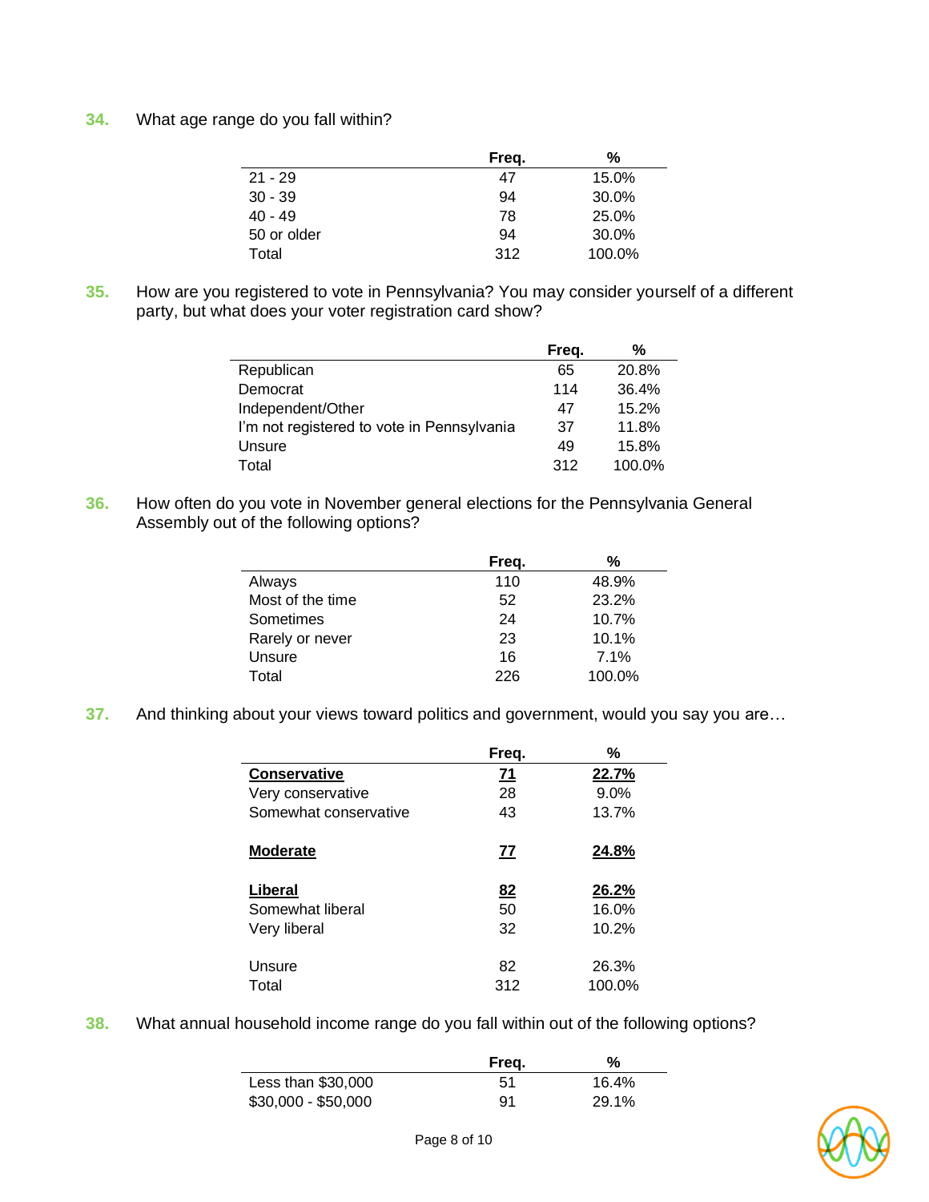**34.** What age range do you fall within?

| | Freq. | % |
|---|---|---|
| 21 - 29 | 47 | 15.0% |
| 30 - 39 | 94 | 30.0% |
| 40 - 49 | 78 | 25.0% |
| 50 or older | 94 | 30.0% |
| Total | 312 | 100.0% |

**35.** How are you registered to vote in Pennsylvania? You may consider yourself of a different party, but what does your voter registration card show?

| | Freq. | % |
|---|---|---|
| Republican | 65 | 20.8% |
| Democrat | 114 | 36.4% |
| Independent/Other | 47 | 15.2% |
| I'm not registered to vote in Pennsylvania | 37 | 11.8% |
| Unsure | 49 | 15.8% |
| Total | 312 | 100.0% |

**36.** How often do you vote in November general elections for the Pennsylvania General Assembly out of the following options?

| | Freq. | % |
|---|---|---|
| Always | 110 | 48.9% |
| Most of the time | 52 | 23.2% |
| Sometimes | 24 | 10.7% |
| Rarely or never | 23 | 10.1% |
| Unsure | 16 | 7.1% |
| Total | 226 | 100.0% |

**37.** And thinking about your views toward politics and government, would you say you are…

| | Freq. | % |
|---|---|---|
| **Conservative** | **71** | **22.7%** |
| Very conservative | 28 | 9.0% |
| Somewhat conservative | 43 | 13.7% |
| **Moderate** | **77** | **24.8%** |
| **Liberal** | **82** | **26.2%** |
| Somewhat liberal | 50 | 16.0% |
| Very liberal | 32 | 10.2% |
| Unsure | 82 | 26.3% |
| Total | 312 | 100.0% |

**38.** What annual household income range do you fall within out of the following options?

| | Freq. | % |
|---|---|---|
| Less than $30,000 | 51 | 16.4% |
| $30,000 - $50,000 | 91 | 29.1% |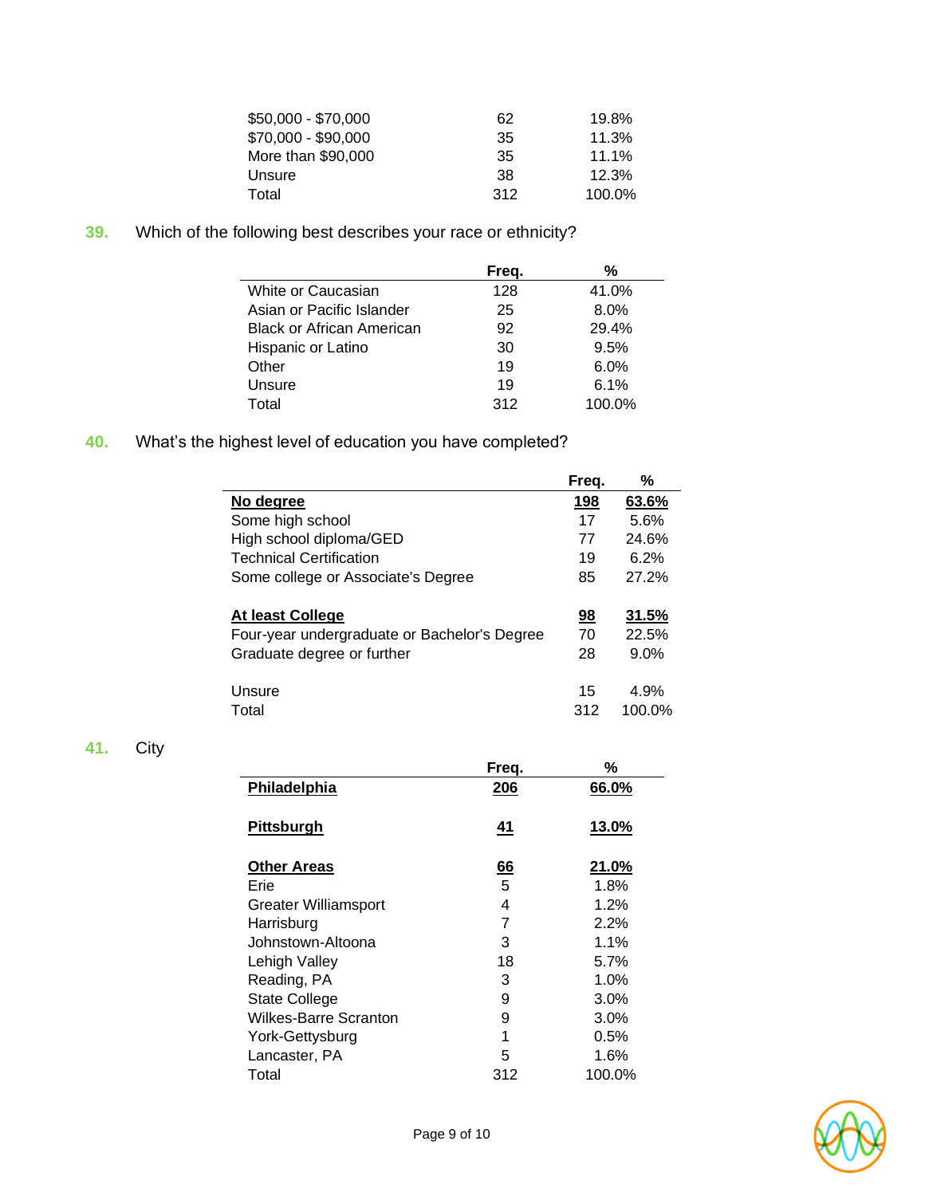| | | |
|---|---|---|
| $50,000 - $70,000 | 62 | 19.8% |
| $70,000 - $90,000 | 35 | 11.3% |
| More than $90,000 | 35 | 11.1% |
| Unsure | 38 | 12.3% |
| Total | 312 | 100.0% |

**39.** Which of the following best describes your race or ethnicity?

| | Freq. | % |
|---|---|---|
| White or Caucasian | 128 | 41.0% |
| Asian or Pacific Islander | 25 | 8.0% |
| Black or African American | 92 | 29.4% |
| Hispanic or Latino | 30 | 9.5% |
| Other | 19 | 6.0% |
| Unsure | 19 | 6.1% |
| Total | 312 | 100.0% |

**40.** What's the highest level of education you have completed?

| | Freq. | % |
|---|---|---|
| **No degree** | **198** | **63.6%** |
| Some high school | 17 | 5.6% |
| High school diploma/GED | 77 | 24.6% |
| Technical Certification | 19 | 6.2% |
| Some college or Associate's Degree | 85 | 27.2% |
| **At least College** | **98** | **31.5%** |
| Four-year undergraduate or Bachelor's Degree | 70 | 22.5% |
| Graduate degree or further | 28 | 9.0% |
| Unsure | 15 | 4.9% |
| Total | 312 | 100.0% |

**41.** City

| | Freq. | % |
|---|---|---|
| **Philadelphia** | **206** | **66.0%** |
| **Pittsburgh** | **41** | **13.0%** |
| **Other Areas** | **66** | **21.0%** |
| Erie | 5 | 1.8% |
| Greater Williamsport | 4 | 1.2% |
| Harrisburg | 7 | 2.2% |
| Johnstown-Altoona | 3 | 1.1% |
| Lehigh Valley | 18 | 5.7% |
| Reading, PA | 3 | 1.0% |
| State College | 9 | 3.0% |
| Wilkes-Barre Scranton | 9 | 3.0% |
| York-Gettysburg | 1 | 0.5% |
| Lancaster, PA | 5 | 1.6% |
| Total | 312 | 100.0% |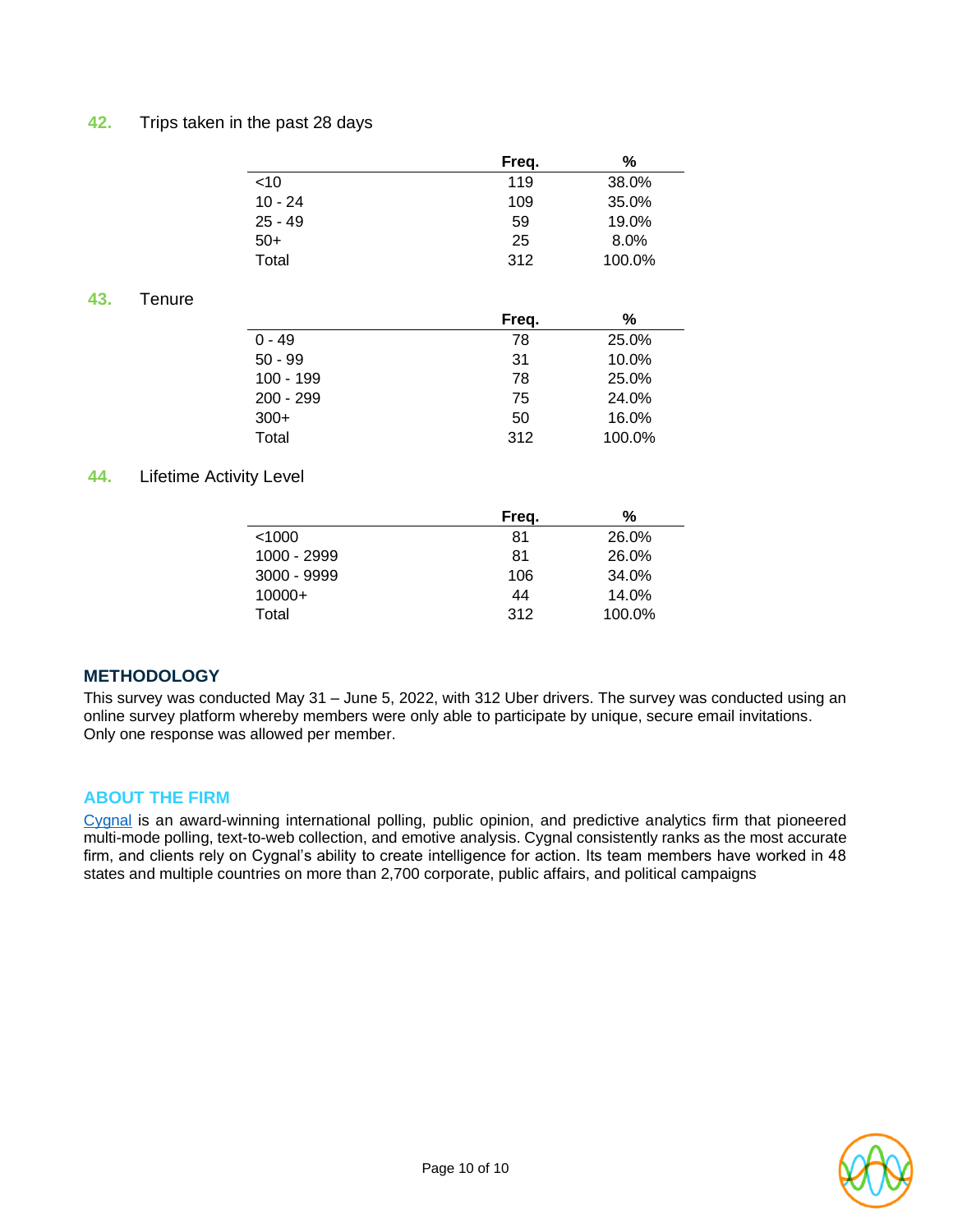## 42. Trips taken in the past 28 days

| | Freq. | % |
|---|---|---|
| <10 | 119 | 38.0% |
| 10 - 24 | 109 | 35.0% |
| 25 - 49 | 59 | 19.0% |
| 50+ | 25 | 8.0% |
| Total | 312 | 100.0% |

## 43. Tenure

| | Freq. | % |
|---|---|---|
| 0 - 49 | 78 | 25.0% |
| 50 - 99 | 31 | 10.0% |
| 100 - 199 | 78 | 25.0% |
| 200 - 299 | 75 | 24.0% |
| 300+ | 50 | 16.0% |
| Total | 312 | 100.0% |

## 44. Lifetime Activity Level

| | Freq. | % |
|---|---|---|
| <1000 | 81 | 26.0% |
| 1000 - 2999 | 81 | 26.0% |
| 3000 - 9999 | 106 | 34.0% |
| 10000+ | 44 | 14.0% |
| Total | 312 | 100.0% |

## METHODOLOGY

This survey was conducted May 31 – June 5, 2022, with 312 Uber drivers. The survey was conducted using an online survey platform whereby members were only able to participate by unique, secure email invitations. Only one response was allowed per member.

## ABOUT THE FIRM

Cygnal is an award-winning international polling, public opinion, and predictive analytics firm that pioneered multi-mode polling, text-to-web collection, and emotive analysis. Cygnal consistently ranks as the most accurate firm, and clients rely on Cygnal's ability to create intelligence for action. Its team members have worked in 48 states and multiple countries on more than 2,700 corporate, public affairs, and political campaigns